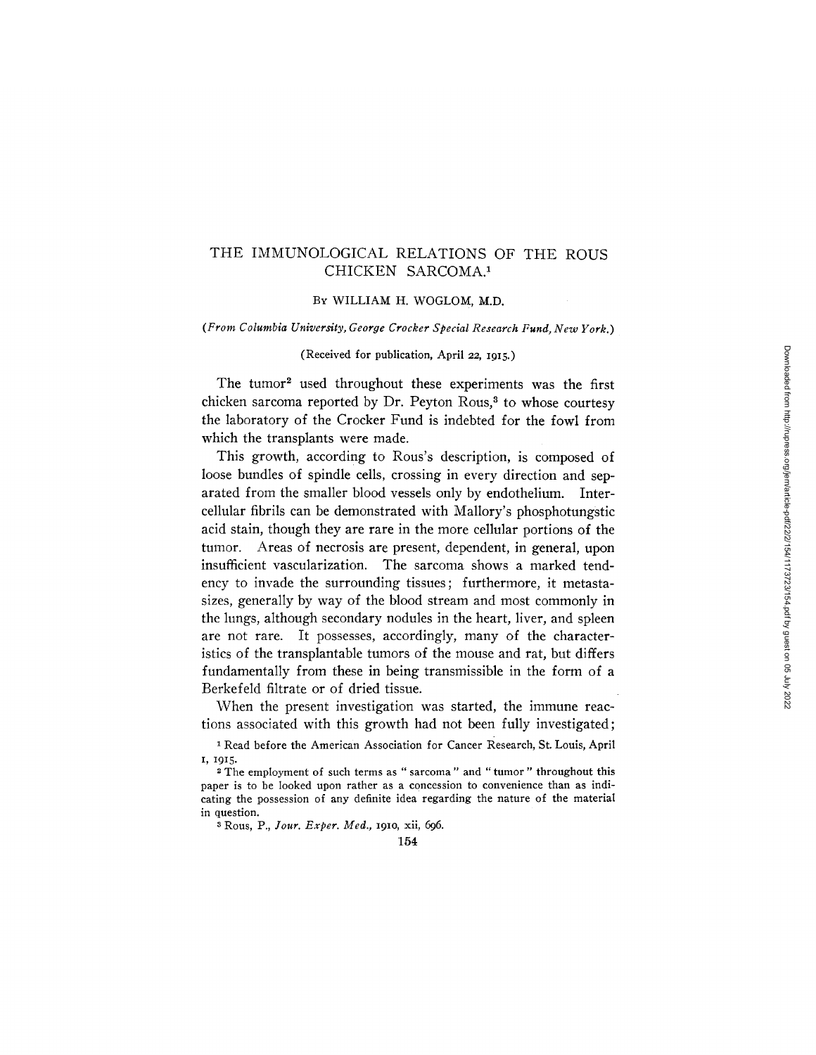# THE IMMUNOLOGICAL RELATIONS OF THE ROUS CHICKEN SARCOMA.[1]

By WILLIAM H. WOGLOM, M.D.

*(From Columbia University, George Crocker Special Research Fund, New York.)*

(Received for publication, April 22, 1915.)

The tumor[2] used throughout these experiments was the first chicken sarcoma reported by Dr. Peyton Rous,[3] to whose courtesy the laboratory of the Crocker Fund is indebted for the fowl from which the transplants were made.

This growth, according to Rous's description, is composed of loose bundles of spindle cells, crossing in every direction and separated from the smaller blood vessels only by endothelium. Intercellular fibrils can be demonstrated with Mallory's phosphotungstic acid stain, though they are rare in the more cellular portions of the tumor. Areas of necrosis are present, dependent, in general, upon insufficient vascularization. The sarcoma shows a marked tendency to invade the surrounding tissues; furthermore, it metastasizes, generally by way of the blood stream and most commonly in the lungs, although secondary nodules in the heart, liver, and spleen are not rare. It possesses, accordingly, many of the characteristics of the transplantable tumors of the mouse and rat, but differs fundamentally from these in being transmissible in the form of a Berkefeld filtrate or of dried tissue.

When the present investigation was started, the immune reactions associated with this growth had not been fully investigated;

[1] Read before the American Association for Cancer Research, St. Louis, April 1, 1915.

[2] The employment of such terms as "sarcoma" and "tumor" throughout this paper is to be looked upon rather as a concession to convenience than as indicating the possession of any definite idea regarding the nature of the material in question.

[3] Rous, P., *Jour. Exper. Med.*, 1910, xii, 696.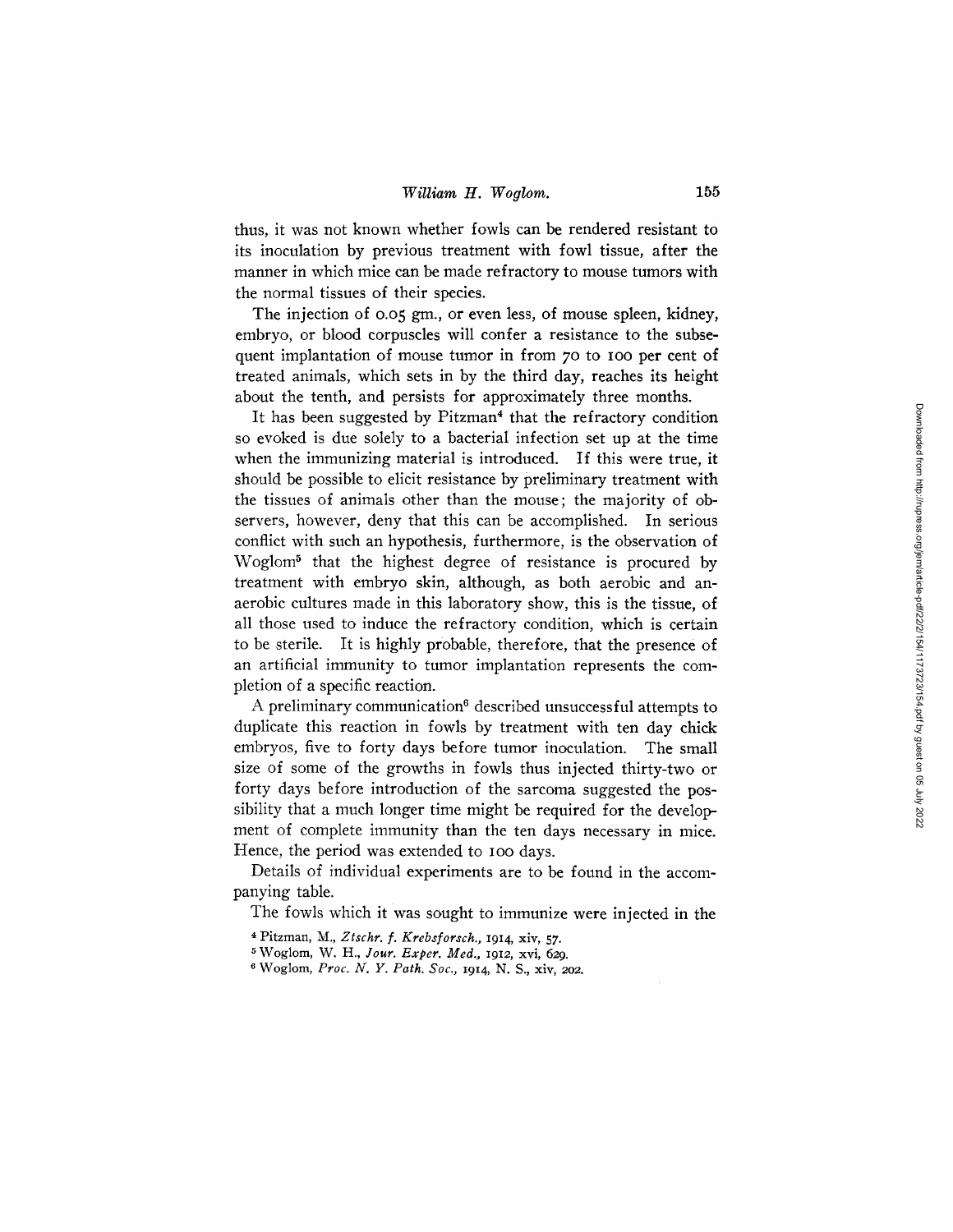thus, it was not known whether fowls can be rendered resistant to its inoculation by previous treatment with fowl tissue, after the manner in which mice can be made refractory to mouse tumors with the normal tissues of their species.

The injection of 0.05 gm., or even less, of mouse spleen, kidney, embryo, or blood corpuscles will confer a resistance to the subsequent implantation of mouse tumor in from 70 to 100 per cent of treated animals, which sets in by the third day, reaches its height about the tenth, and persists for approximately three months.

It has been suggested by Pitzman[4] that the refractory condition so evoked is due solely to a bacterial infection set up at the time when the immunizing material is introduced. If this were true, it should be possible to elicit resistance by preliminary treatment with the tissues of animals other than the mouse; the majority of observers, however, deny that this can be accomplished. In serious conflict with such an hypothesis, furthermore, is the observation of Woglom[5] that the highest degree of resistance is procured by treatment with embryo skin, although, as both aerobic and anaerobic cultures made in this laboratory show, this is the tissue, of all those used to induce the refractory condition, which is certain to be sterile. It is highly probable, therefore, that the presence of an artificial immunity to tumor implantation represents the completion of a specific reaction.

A preliminary communication[6] described unsuccessful attempts to duplicate this reaction in fowls by treatment with ten day chick embryos, five to forty days before tumor inoculation. The small size of some of the growths in fowls thus injected thirty-two or forty days before introduction of the sarcoma suggested the possibility that a much longer time might be required for the development of complete immunity than the ten days necessary in mice. Hence, the period was extended to 100 days.

Details of individual experiments are to be found in the accompanying table.

The fowls which it was sought to immunize were injected in the

[4] Pitzman, M., *Ztschr. f. Krebsforsch.*, 1914, xiv, 57.

[5] Woglom, W. H., *Jour. Exper. Med.*, 1912, xvi, 629.

[6] Woglom, *Proc. N. Y. Path. Soc.*, 1914, N. S., xiv, 202.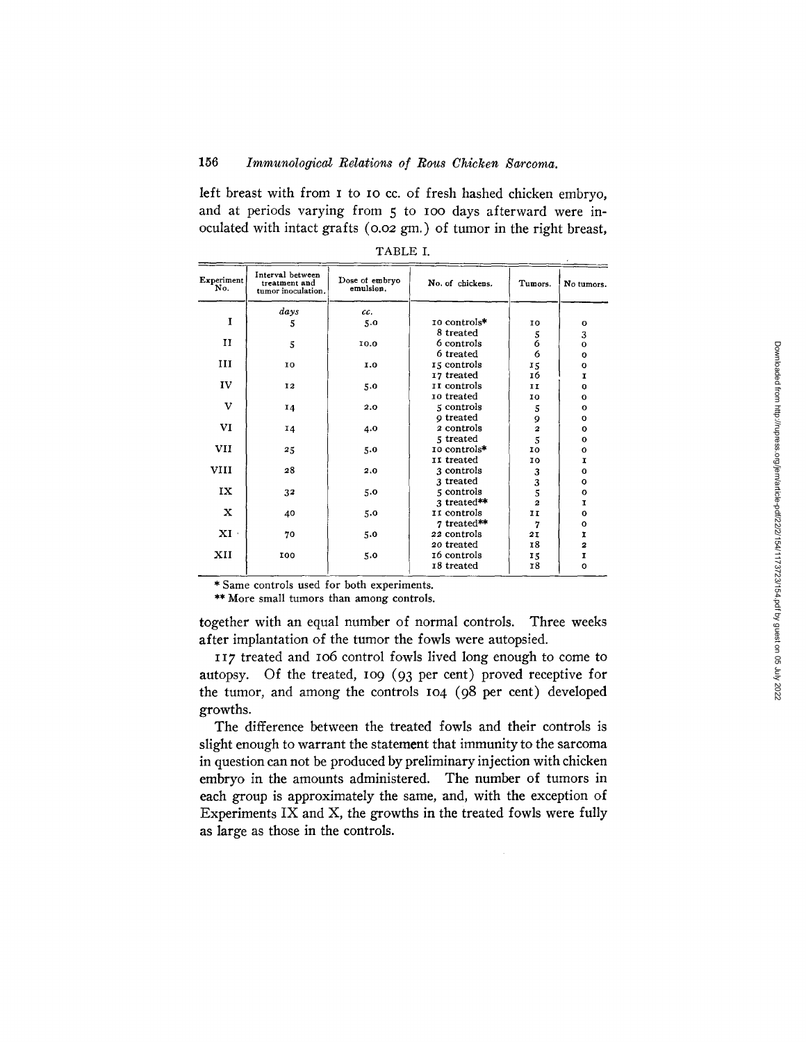left breast with from 1 to 10 cc. of fresh hashed chicken embryo, and at periods varying from 5 to 100 days afterward were inoculated with intact grafts (0.02 gm.) of tumor in the right breast,

TABLE I.

| Experiment No. | Interval between treatment and tumor inoculation. | Dose of embryo emulsion. | No. of chickens. | Tumors. | No tumors. |
|---|---|---|---|---|---|
| | *days* | *cc.* | | | |
| I | 5 | 5.0 | 10 controls* | 10 | 0 |
| | | | 8 treated | 5 | 3 |
| II | 5 | 10.0 | 6 controls | 6 | 0 |
| | | | 6 treated | 6 | 0 |
| III | 10 | 1.0 | 15 controls | 15 | 0 |
| | | | 17 treated | 16 | 1 |
| IV | 12 | 5.0 | 11 controls | 11 | 0 |
| | | | 10 treated | 10 | 0 |
| V | 14 | 2.0 | 5 controls | 5 | 0 |
| | | | 9 treated | 9 | 0 |
| VI | 14 | 4.0 | 2 controls | 2 | 0 |
| | | | 5 treated | 5 | 0 |
| VII | 25 | 5.0 | 10 controls* | 10 | 0 |
| | | | 11 treated | 10 | 1 |
| VIII | 28 | 2.0 | 3 controls | 3 | 0 |
| | | | 3 treated | 3 | 0 |
| IX | 32 | 5.0 | 5 controls | 5 | 0 |
| | | | 3 treated** | 2 | 1 |
| X | 40 | 5.0 | 11 controls | 11 | 0 |
| | | | 7 treated** | 7 | 0 |
| XI | 70 | 5.0 | 22 controls | 21 | 1 |
| | | | 20 treated | 18 | 2 |
| XII | 100 | 5.0 | 16 controls | 15 | 1 |
| | | | 18 treated | 18 | 0 |

\* Same controls used for both experiments.

\*\* More small tumors than among controls.

together with an equal number of normal controls. Three weeks after implantation of the tumor the fowls were autopsied.

117 treated and 106 control fowls lived long enough to come to autopsy. Of the treated, 109 (93 per cent) proved receptive for the tumor, and among the controls 104 (98 per cent) developed growths.

The difference between the treated fowls and their controls is slight enough to warrant the statement that immunity to the sarcoma in question can not be produced by preliminary injection with chicken embryo in the amounts administered. The number of tumors in each group is approximately the same, and, with the exception of Experiments IX and X, the growths in the treated fowls were fully as large as those in the controls.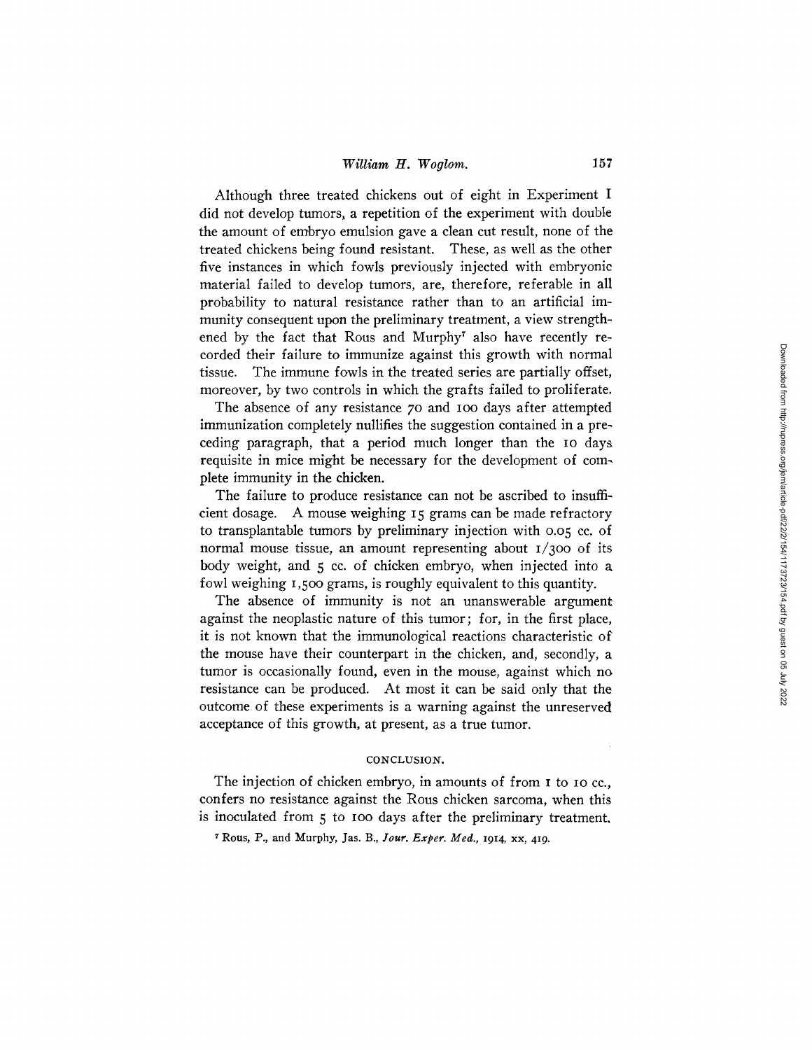Although three treated chickens out of eight in Experiment I did not develop tumors, a repetition of the experiment with double the amount of embryo emulsion gave a clean cut result, none of the treated chickens being found resistant. These, as well as the other five instances in which fowls previously injected with embryonic material failed to develop tumors, are, therefore, referable in all probability to natural resistance rather than to an artificial immunity consequent upon the preliminary treatment, a view strengthened by the fact that Rous and Murphy[7] also have recently recorded their failure to immunize against this growth with normal tissue. The immune fowls in the treated series are partially offset, moreover, by two controls in which the grafts failed to proliferate.

The absence of any resistance 70 and 100 days after attempted immunization completely nullifies the suggestion contained in a preceding paragraph, that a period much longer than the 10 days requisite in mice might be necessary for the development of complete immunity in the chicken.

The failure to produce resistance can not be ascribed to insufficient dosage. A mouse weighing 15 grams can be made refractory to transplantable tumors by preliminary injection with 0.05 cc. of normal mouse tissue, an amount representing about 1/300 of its body weight, and 5 cc. of chicken embryo, when injected into a fowl weighing 1,500 grams, is roughly equivalent to this quantity.

The absence of immunity is not an unanswerable argument against the neoplastic nature of this tumor; for, in the first place, it is not known that the immunological reactions characteristic of the mouse have their counterpart in the chicken, and, secondly, a tumor is occasionally found, even in the mouse, against which no resistance can be produced. At most it can be said only that the outcome of these experiments is a warning against the unreserved acceptance of this growth, at present, as a true tumor.

## CONCLUSION.

The injection of chicken embryo, in amounts of from 1 to 10 cc., confers no resistance against the Rous chicken sarcoma, when this is inoculated from 5 to 100 days after the preliminary treatment.

[7] Rous, P., and Murphy, Jas. B., *Jour. Exper. Med.*, 1914, xx, 419.